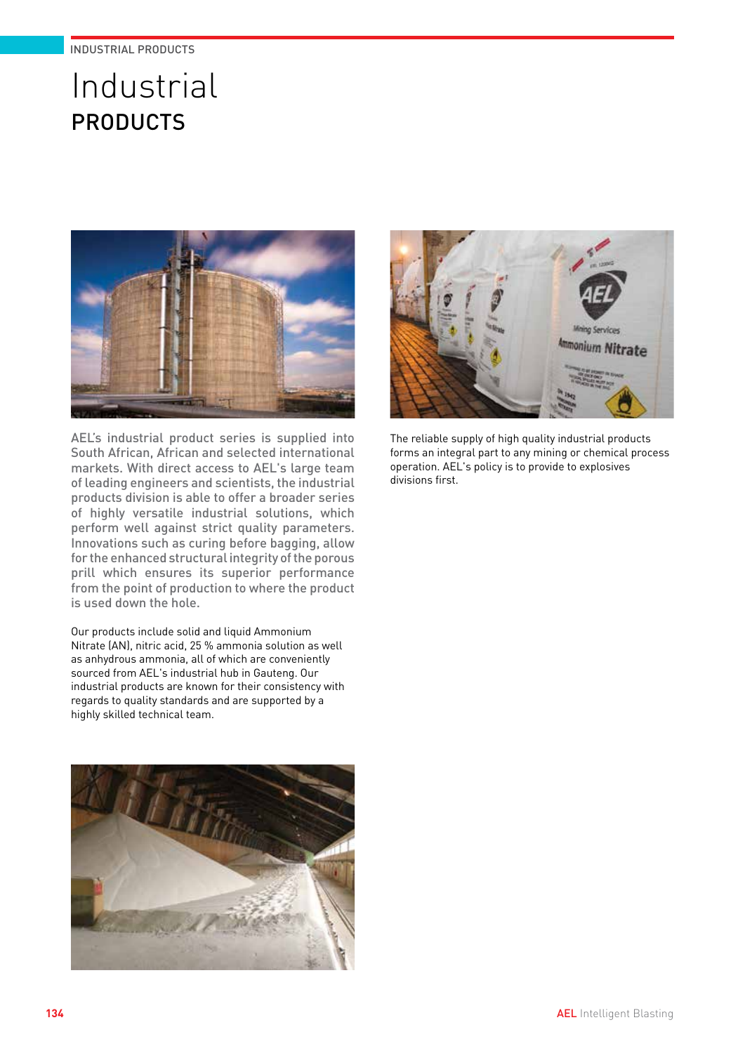# Industrial PRODUCTS

AEL's industrial product series is supplied into South African, African and selected international markets. With direct access to AEL's large team of leading engineers and scientists, the industrial products division is able to offer a broader series of highly versatile industrial solutions, which perform well against strict quality parameters. Innovations such as curing before bagging, allow for the enhanced structural integrity of the porous prill which ensures its superior performance from the point of production to where the product is used down the hole.

Our products include solid and liquid Ammonium Nitrate (AN), nitric acid, 25 % ammonia solution as well as anhydrous ammonia, all of which are conveniently sourced from AEL's industrial hub in Gauteng. Our industrial products are known for their consistency with regards to quality standards and are supported by a highly skilled technical team.

The reliable supply of high quality industrial products forms an integral part to any mining or chemical process operation. AEL's policy is to provide to explosives divisions first.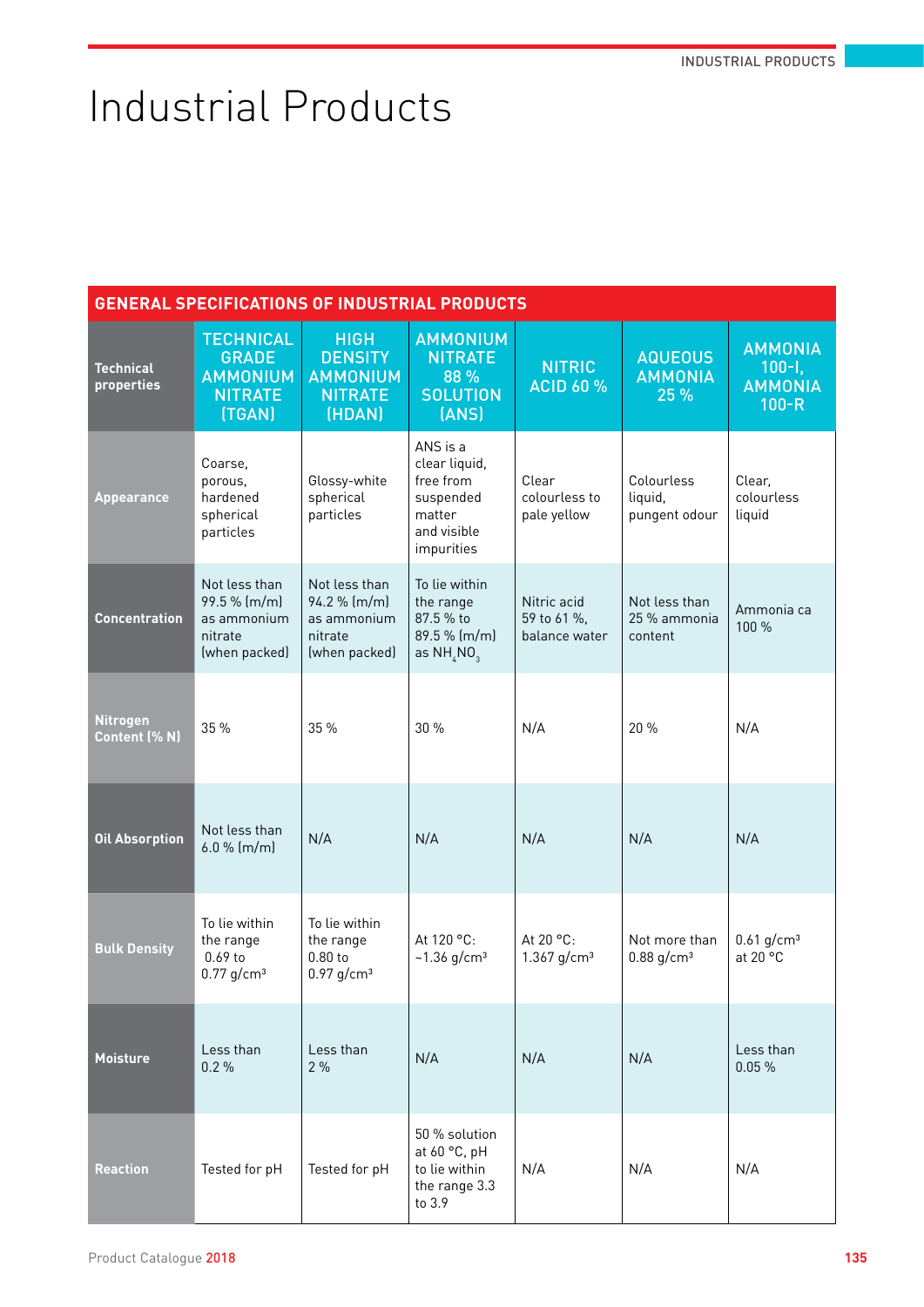# Industrial Products

## GENERAL SPECIFICATIONS OF INDUSTRIAL PRODUCTS

| Technical properties | TECHNICAL GRADE AMMONIUM NITRATE (TGAN) | HIGH DENSITY AMMONIUM NITRATE (HDAN) | AMMONIUM NITRATE 88 % SOLUTION (ANS) | NITRIC ACID 60 % | AQUEOUS AMMONIA 25 % | AMMONIA 100-I, AMMONIA 100-R |
|---|---|---|---|---|---|---|
| **Appearance** | Coarse, porous, hardened spherical particles | Glossy-white spherical particles | ANS is a clear liquid, free from suspended matter and visible impurities | Clear colourless to pale yellow | Colourless liquid, pungent odour | Clear, colourless liquid |
| **Concentration** | Not less than 99.5 % (m/m) as ammonium nitrate (when packed) | Not less than 94.2 % (m/m) as ammonium nitrate (when packed) | To lie within the range 87.5 % to 89.5 % (m/m) as $NH_4NO_3$ | Nitric acid 59 to 61 %, balance water | Not less than 25 % ammonia content | Ammonia ca 100 % |
| **Nitrogen Content (% N)** | 35 % | 35 % | 30 % | N/A | 20 % | N/A |
| **Oil Absorption** | Not less than 6.0 % (m/m) | N/A | N/A | N/A | N/A | N/A |
| **Bulk Density** | To lie within the range 0.69 to 0.77 g/cm³ | To lie within the range 0.80 to 0.97 g/cm³ | At 120 °C: ~1.36 g/cm³ | At 20 °C: 1.367 g/cm³ | Not more than 0.88 g/cm³ | 0.61 g/cm³ at 20 °C |
| **Moisture** | Less than 0.2 % | Less than 2 % | N/A | N/A | N/A | Less than 0.05 % |
| **Reaction** | Tested for pH | Tested for pH | 50 % solution at 60 °C, pH to lie within the range 3.3 to 3.9 | N/A | N/A | N/A |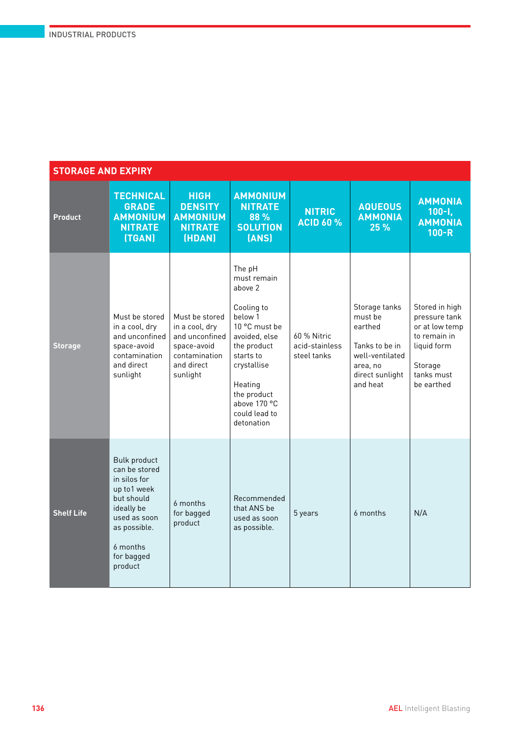## STORAGE AND EXPIRY

| Product | TECHNICAL GRADE AMMONIUM NITRATE (TGAN) | HIGH DENSITY AMMONIUM NITRATE (HDAN) | AMMONIUM NITRATE 88 % SOLUTION (ANS) | NITRIC ACID 60 % | AQUEOUS AMMONIA 25 % | AMMONIA 100-I, AMMONIA 100-R |
|---|---|---|---|---|---|---|
| **Storage** | Must be stored in a cool, dry and unconfined space-avoid contamination and direct sunlight | Must be stored in a cool, dry and unconfined space-avoid contamination and direct sunlight | The pH must remain above 2<br><br>Cooling to below 1 10 °C must be avoided, else the product starts to crystallise<br><br>Heating the product above 170 °C could lead to detonation | 60 % Nitric acid-stainless steel tanks | Storage tanks must be earthed<br><br>Tanks to be in well-ventilated area, no direct sunlight and heat | Stored in high pressure tank or at low temp to remain in liquid form<br><br>Storage tanks must be earthed |
| **Shelf Life** | Bulk product can be stored in silos for up to1 week but should ideally be used as soon as possible.<br><br>6 months for bagged product | 6 months for bagged product | Recommended that ANS be used as soon as possible. | 5 years | 6 months | N/A |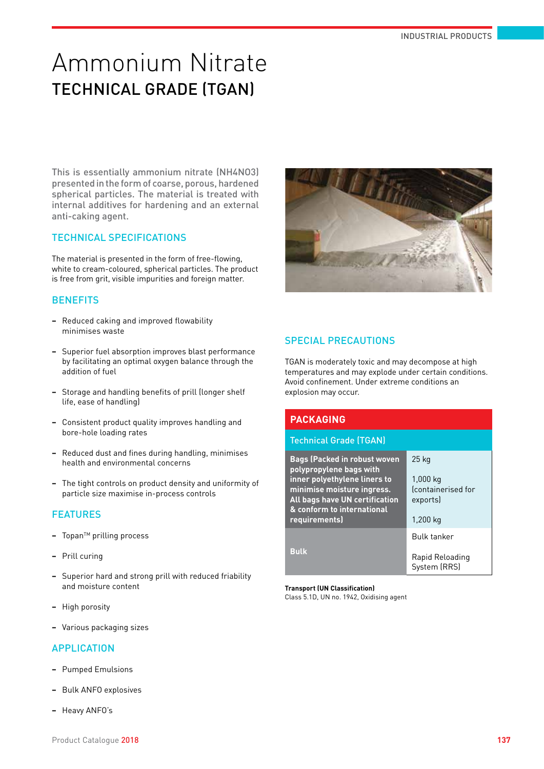# Ammonium Nitrate

## TECHNICAL GRADE (TGAN)

This is essentially ammonium nitrate ($NH_4NO_3$) presented in the form of coarse, porous, hardened spherical particles. The material is treated with internal additives for hardening and an external anti-caking agent.

### TECHNICAL SPECIFICATIONS

The material is presented in the form of free-flowing, white to cream-coloured, spherical particles. The product is free from grit, visible impurities and foreign matter.

### BENEFITS

- Reduced caking and improved flowability minimises waste
- Superior fuel absorption improves blast performance by facilitating an optimal oxygen balance through the addition of fuel
- Storage and handling benefits of prill (longer shelf life, ease of handling)
- Consistent product quality improves handling and bore-hole loading rates
- Reduced dust and fines during handling, minimises health and environmental concerns
- The tight controls on product density and uniformity of particle size maximise in-process controls

### FEATURES

- Topan™ prilling process
- Prill curing
- Superior hard and strong prill with reduced friability and moisture content
- High porosity
- Various packaging sizes

### APPLICATION

- Pumped Emulsions
- Bulk ANFO explosives
- Heavy ANFO's

### SPECIAL PRECAUTIONS

TGAN is moderately toxic and may decompose at high temperatures and may explode under certain conditions. Avoid confinement. Under extreme conditions an explosion may occur.

### PACKAGING

| Technical Grade (TGAN) | |
|---|---|
| **Bags (Packed in robust woven polypropylene bags with inner polyethylene liners to minimise moisture ingress. All bags have UN certification & conform to international requirements)** | 25 kg<br>1,000 kg (containerised for exports)<br>1,200 kg |
| **Bulk** | Bulk tanker<br>Rapid Reloading System (RRS) |

**Transport (UN Classification)**
Class 5.1D, UN no. 1942, Oxidising agent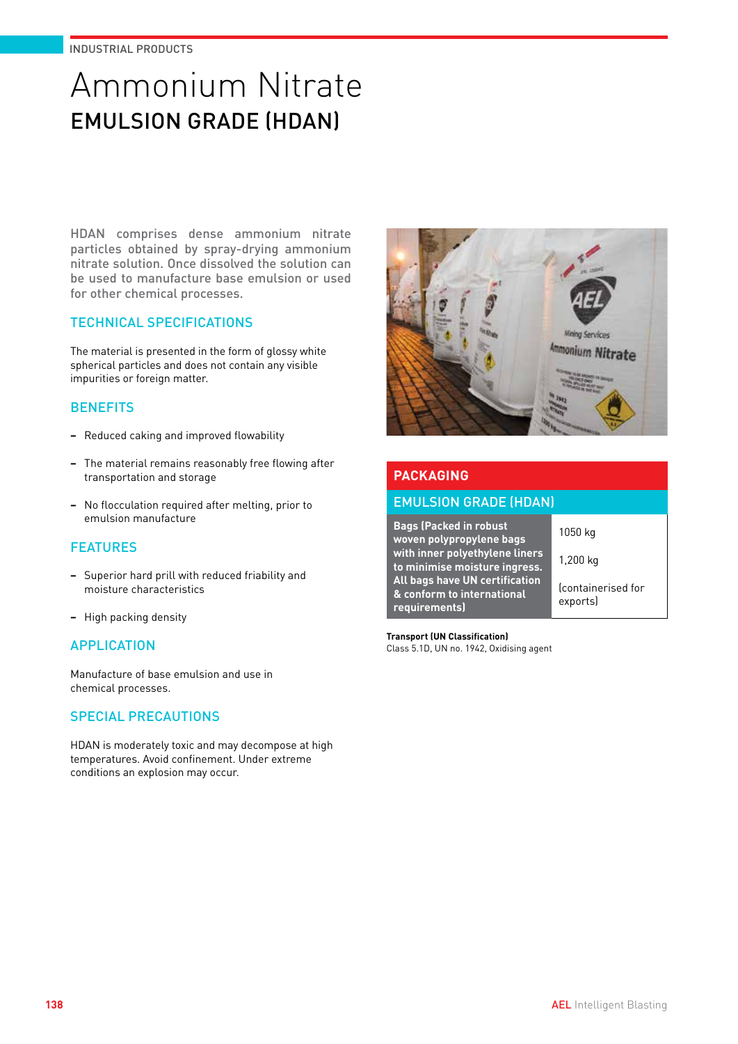# Ammonium Nitrate

## EMULSION GRADE (HDAN)

HDAN comprises dense ammonium nitrate particles obtained by spray-drying ammonium nitrate solution. Once dissolved the solution can be used to manufacture base emulsion or used for other chemical processes.

### TECHNICAL SPECIFICATIONS

The material is presented in the form of glossy white spherical particles and does not contain any visible impurities or foreign matter.

### BENEFITS

- Reduced caking and improved flowability
- The material remains reasonably free flowing after transportation and storage
- No flocculation required after melting, prior to emulsion manufacture

### FEATURES

- Superior hard prill with reduced friability and moisture characteristics
- High packing density

### APPLICATION

Manufacture of base emulsion and use in chemical processes.

### SPECIAL PRECAUTIONS

HDAN is moderately toxic and may decompose at high temperatures. Avoid confinement. Under extreme conditions an explosion may occur.

### PACKAGING

| EMULSION GRADE (HDAN) | |
|---|---|
| **Bags (Packed in robust woven polypropylene bags with inner polyethylene liners to minimise moisture ingress. All bags have UN certification & conform to international requirements)** | 1050 kg<br>1,200 kg<br>(containerised for exports) |

**Transport (UN Classification)**
Class 5.1D, UN no. 1942, Oxidising agent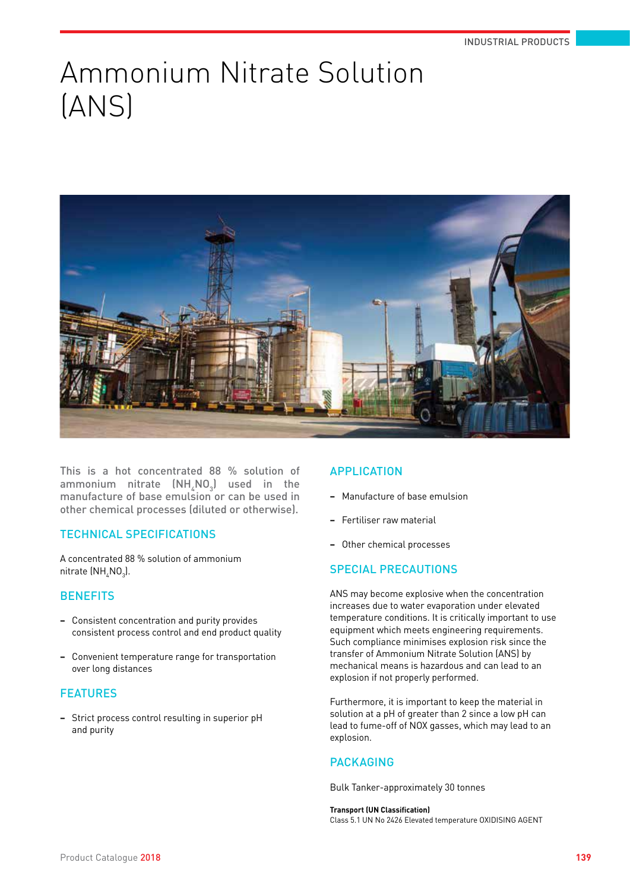# Ammonium Nitrate Solution (ANS)

This is a hot concentrated 88 % solution of ammonium nitrate ($NH_4NO_3$) used in the manufacture of base emulsion or can be used in other chemical processes (diluted or otherwise).

## TECHNICAL SPECIFICATIONS

A concentrated 88 % solution of ammonium nitrate ($NH_4NO_3$).

## BENEFITS

- Consistent concentration and purity provides consistent process control and end product quality
- Convenient temperature range for transportation over long distances

## FEATURES

- Strict process control resulting in superior pH and purity

## APPLICATION

- Manufacture of base emulsion
- Fertiliser raw material
- Other chemical processes

## SPECIAL PRECAUTIONS

ANS may become explosive when the concentration increases due to water evaporation under elevated temperature conditions. It is critically important to use equipment which meets engineering requirements. Such compliance minimises explosion risk since the transfer of Ammonium Nitrate Solution (ANS) by mechanical means is hazardous and can lead to an explosion if not properly performed.

Furthermore, it is important to keep the material in solution at a pH of greater than 2 since a low pH can lead to fume-off of NOX gasses, which may lead to an explosion.

## PACKAGING

Bulk Tanker-approximately 30 tonnes

**Transport (UN Classification)**
Class 5.1 UN No 2426 Elevated temperature OXIDISING AGENT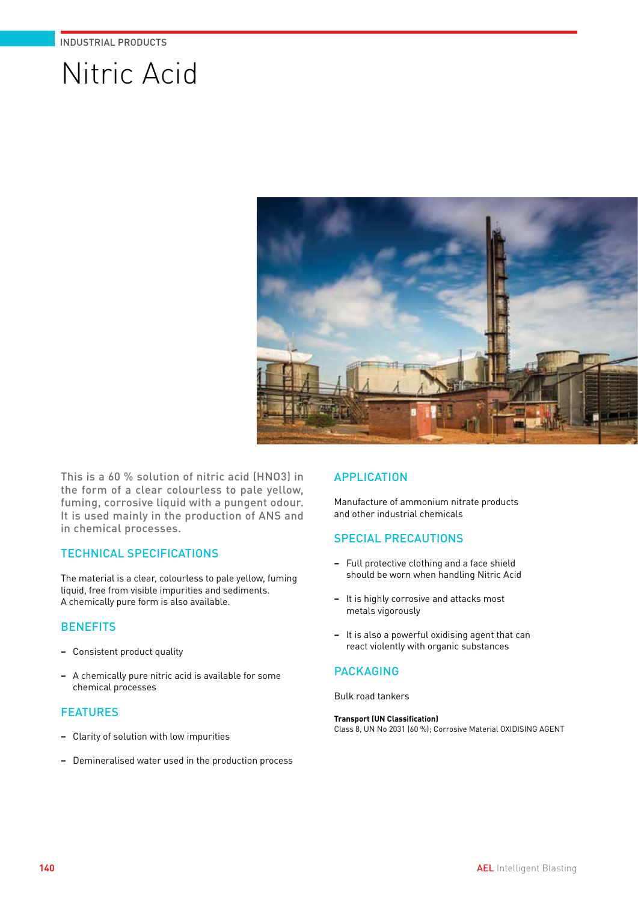INDUSTRIAL PRODUCTS

# Nitric Acid

This is a 60 % solution of nitric acid ($HNO_3$) in the form of a clear colourless to pale yellow, fuming, corrosive liquid with a pungent odour. It is used mainly in the production of ANS and in chemical processes.

## TECHNICAL SPECIFICATIONS

The material is a clear, colourless to pale yellow, fuming liquid, free from visible impurities and sediments.
A chemically pure form is also available.

## BENEFITS

- Consistent product quality
- A chemically pure nitric acid is available for some chemical processes

## FEATURES

- Clarity of solution with low impurities
- Demineralised water used in the production process

## APPLICATION

Manufacture of ammonium nitrate products and other industrial chemicals

## SPECIAL PRECAUTIONS

- Full protective clothing and a face shield should be worn when handling Nitric Acid
- It is highly corrosive and attacks most metals vigorously
- It is also a powerful oxidising agent that can react violently with organic substances

## PACKAGING

Bulk road tankers

**Transport (UN Classification)**
Class 8, UN No 2031 (60 %); Corrosive Material OXIDISING AGENT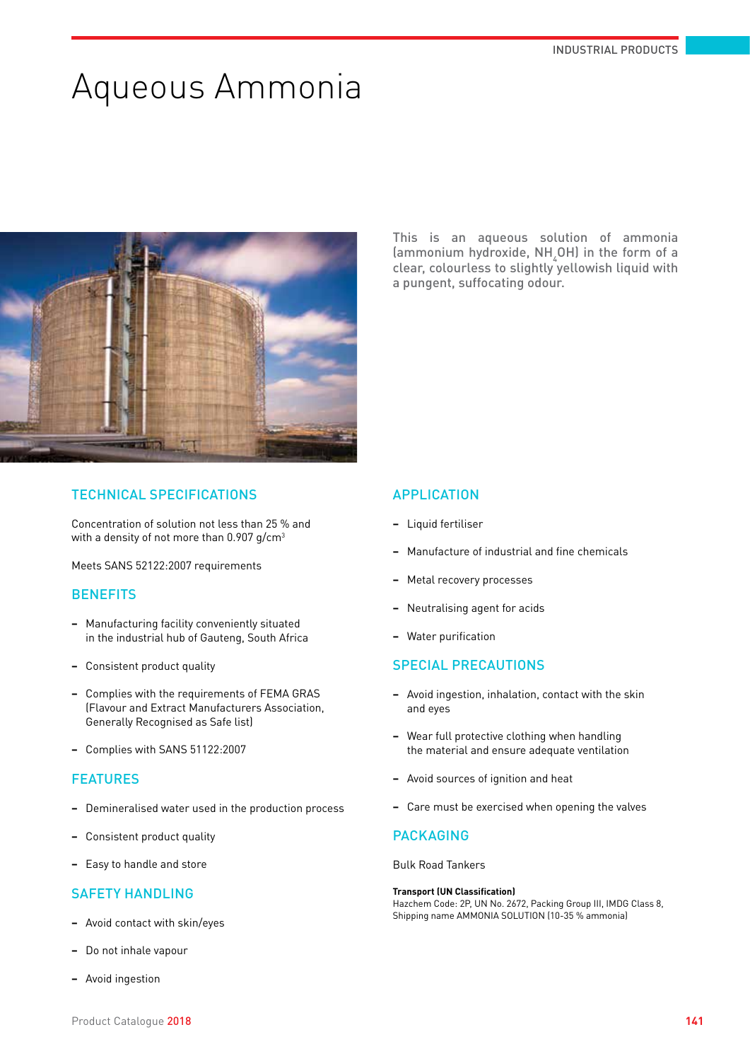# Aqueous Ammonia

This is an aqueous solution of ammonia (ammonium hydroxide, $NH_4OH$) in the form of a clear, colourless to slightly yellowish liquid with a pungent, suffocating odour.

## TECHNICAL SPECIFICATIONS

Concentration of solution not less than 25 % and with a density of not more than 0.907 g/cm$^3$

Meets SANS 52122:2007 requirements

## BENEFITS

- Manufacturing facility conveniently situated in the industrial hub of Gauteng, South Africa
- Consistent product quality
- Complies with the requirements of FEMA GRAS (Flavour and Extract Manufacturers Association, Generally Recognised as Safe list)
- Complies with SANS 51122:2007

## FEATURES

- Demineralised water used in the production process
- Consistent product quality
- Easy to handle and store

## SAFETY HANDLING

- Avoid contact with skin/eyes
- Do not inhale vapour
- Avoid ingestion

## APPLICATION

- Liquid fertiliser
- Manufacture of industrial and fine chemicals
- Metal recovery processes
- Neutralising agent for acids
- Water purification

## SPECIAL PRECAUTIONS

- Avoid ingestion, inhalation, contact with the skin and eyes
- Wear full protective clothing when handling the material and ensure adequate ventilation
- Avoid sources of ignition and heat
- Care must be exercised when opening the valves

## PACKAGING

Bulk Road Tankers

**Transport (UN Classification)**
Hazchem Code: 2P, UN No. 2672, Packing Group III, IMDG Class 8, Shipping name AMMONIA SOLUTION (10-35 % ammonia)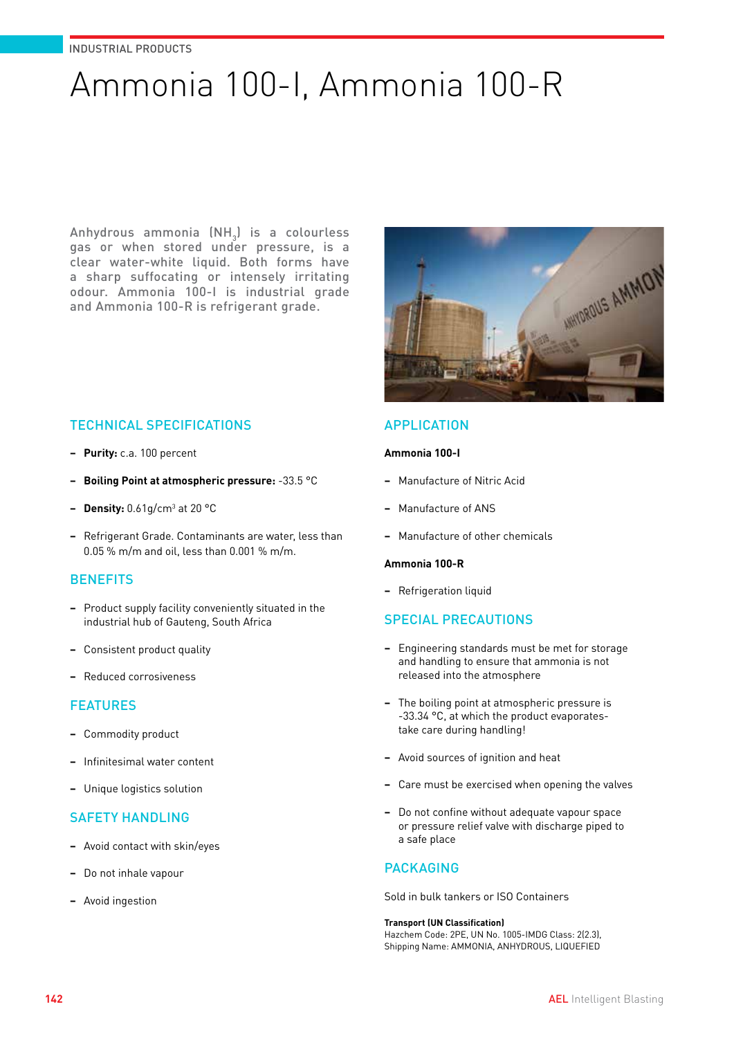INDUSTRIAL PRODUCTS

# Ammonia 100-I, Ammonia 100-R

Anhydrous ammonia ($NH_3$) is a colourless gas or when stored under pressure, is a clear water-white liquid. Both forms have a sharp suffocating or intensely irritating odour. Ammonia 100-I is industrial grade and Ammonia 100-R is refrigerant grade.

## TECHNICAL SPECIFICATIONS

- **Purity:** c.a. 100 percent
- **Boiling Point at atmospheric pressure:** -33.5 °C
- **Density:** 0.61g/cm$^3$ at 20 °C
- Refrigerant Grade. Contaminants are water, less than 0.05 % m/m and oil, less than 0.001 % m/m.

## BENEFITS

- Product supply facility conveniently situated in the industrial hub of Gauteng, South Africa
- Consistent product quality
- Reduced corrosiveness

## FEATURES

- Commodity product
- Infinitesimal water content
- Unique logistics solution

## SAFETY HANDLING

- Avoid contact with skin/eyes
- Do not inhale vapour
- Avoid ingestion

## APPLICATION

**Ammonia 100-I**

- Manufacture of Nitric Acid
- Manufacture of ANS
- Manufacture of other chemicals

**Ammonia 100-R**

- Refrigeration liquid

## SPECIAL PRECAUTIONS

- Engineering standards must be met for storage and handling to ensure that ammonia is not released into the atmosphere
- The boiling point at atmospheric pressure is -33.34 °C, at which the product evaporates- take care during handling!
- Avoid sources of ignition and heat
- Care must be exercised when opening the valves
- Do not confine without adequate vapour space or pressure relief valve with discharge piped to a safe place

## PACKAGING

Sold in bulk tankers or ISO Containers

**Transport (UN Classification)**
Hazchem Code: 2PE, UN No. 1005-IMDG Class: 2(2.3),
Shipping Name: AMMONIA, ANHYDROUS, LIQUEFIED